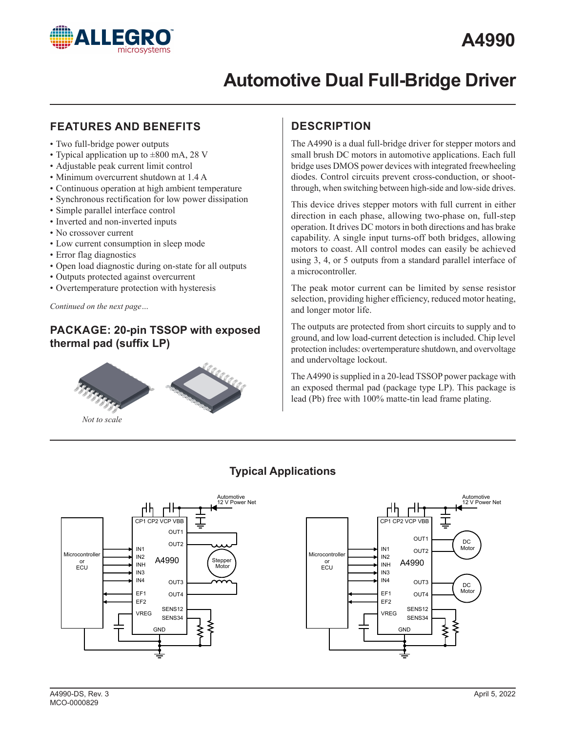# A4990

# Automotive Dual Full-Bridge Driver

## FEATURES AND BENEFITS

- Two full-bridge power outputs
- Typical application up to ±800 mA, 28 V
- Adjustable peak current limit control
- Minimum overcurrent shutdown at 1.4 A
- Continuous operation at high ambient temperature
- Synchronous rectification for low power dissipation
- Simple parallel interface control
- Inverted and non-inverted inputs
- No crossover current
- Low current consumption in sleep mode
- Error flag diagnostics
- Open load diagnostic during on-state for all outputs
- Outputs protected against overcurrent
- Overtemperature protection with hysteresis

*Continued on the next page…*

## PACKAGE: 20-pin TSSOP with exposed thermal pad (suffix LP)

*Not to scale*

## DESCRIPTION

The A4990 is a dual full-bridge driver for stepper motors and small brush DC motors in automotive applications. Each full bridge uses DMOS power devices with integrated freewheeling diodes. Control circuits prevent cross-conduction, or shoot-through, when switching between high-side and low-side drives.

This device drives stepper motors with full current in either direction in each phase, allowing two-phase on, full-step operation. It drives DC motors in both directions and has brake capability. A single input turns-off both bridges, allowing motors to coast. All control modes can easily be achieved using 3, 4, or 5 outputs from a standard parallel interface of a microcontroller.

The peak motor current can be limited by sense resistor selection, providing higher efficiency, reduced motor heating, and longer motor life.

The outputs are protected from short circuits to supply and to ground, and low load-current detection is included. Chip level protection includes: overtemperature shutdown, and overvoltage and undervoltage lockout.

The A4990 is supplied in a 20-lead TSSOP power package with an exposed thermal pad (package type LP). This package is lead (Pb) free with 100% matte-tin lead frame plating.

## Typical Applications

A4990-DS, Rev. 3
MCO-0000829

April 5, 2022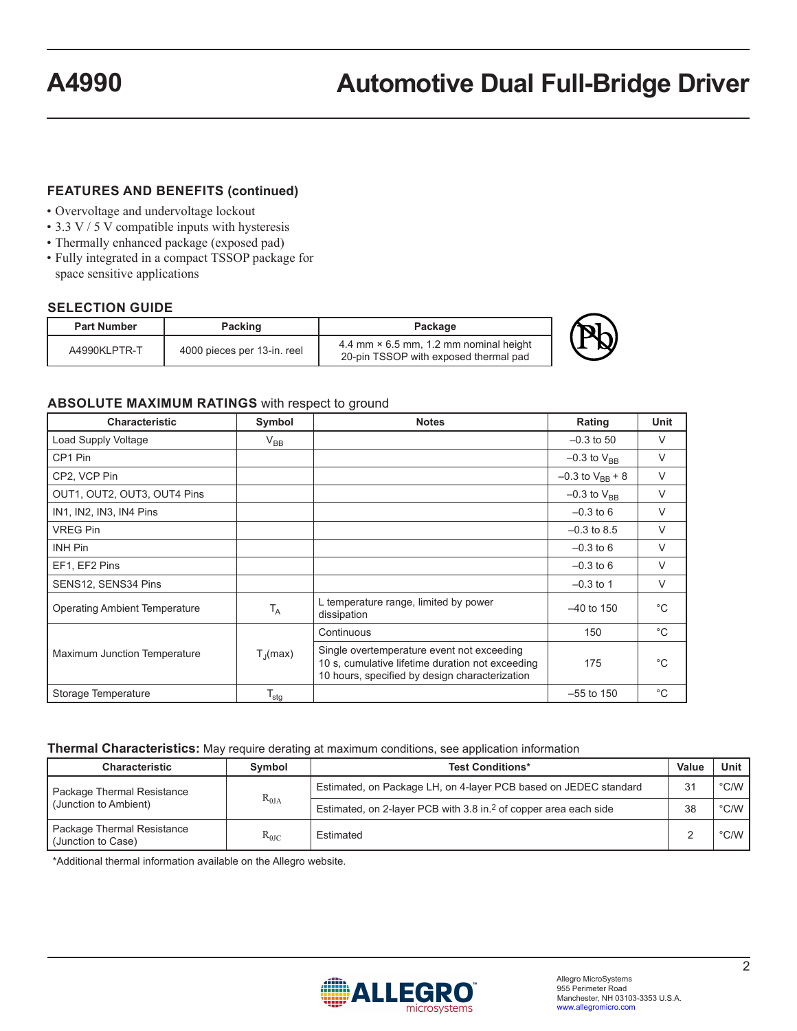## FEATURES AND BENEFITS (continued)

- Overvoltage and undervoltage lockout
- 3.3 V / 5 V compatible inputs with hysteresis
- Thermally enhanced package (exposed pad)
- Fully integrated in a compact TSSOP package for space sensitive applications

## SELECTION GUIDE

| Part Number | Packing | Package |
|---|---|---|
| A4990KLPTR-T | 4000 pieces per 13-in. reel | 4.4 mm × 6.5 mm, 1.2 mm nominal height 20-pin TSSOP with exposed thermal pad |

## ABSOLUTE MAXIMUM RATINGS with respect to ground

| Characteristic | Symbol | Notes | Rating | Unit |
|---|---|---|---|---|
| Load Supply Voltage | $V_{BB}$ | | –0.3 to 50 | V |
| CP1 Pin | | | –0.3 to $V_{BB}$ | V |
| CP2, VCP Pin | | | –0.3 to $V_{BB}$ + 8 | V |
| OUT1, OUT2, OUT3, OUT4 Pins | | | –0.3 to $V_{BB}$ | V |
| IN1, IN2, IN3, IN4 Pins | | | –0.3 to 6 | V |
| VREG Pin | | | –0.3 to 8.5 | V |
| INH Pin | | | –0.3 to 6 | V |
| EF1, EF2 Pins | | | –0.3 to 6 | V |
| SENS12, SENS34 Pins | | | –0.3 to 1 | V |
| Operating Ambient Temperature | $T_A$ | L temperature range, limited by power dissipation | –40 to 150 | °C |
| Maximum Junction Temperature | $T_J(max)$ | Continuous | 150 | °C |
| | | Single overtemperature event not exceeding 10 s, cumulative lifetime duration not exceeding 10 hours, specified by design characterization | 175 | °C |
| Storage Temperature | $T_{stg}$ | | –55 to 150 | °C |

## Thermal Characteristics: May require derating at maximum conditions, see application information

| Characteristic | Symbol | Test Conditions* | Value | Unit |
|---|---|---|---|---|
| Package Thermal Resistance (Junction to Ambient) | $R_{\theta JA}$ | Estimated, on Package LH, on 4-layer PCB based on JEDEC standard | 31 | °C/W |
| | | Estimated, on 2-layer PCB with 3.8 in.[2] of copper area each side | 38 | °C/W |
| Package Thermal Resistance (Junction to Case) | $R_{\theta JC}$ | Estimated | 2 | °C/W |

*Additional thermal information available on the Allegro website.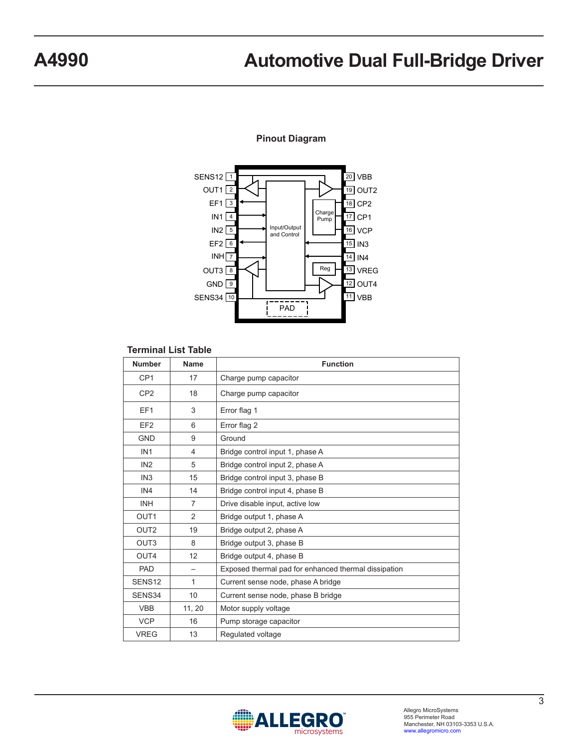## Pinout Diagram

| Pin | Name | | Pin | Name |
|---|---|---|---|---|
| 1 | SENS12 | | 20 | VBB |
| 2 | OUT1 | | 19 | OUT2 |
| 3 | EF1 | | 18 | CP2 |
| 4 | IN1 | | 17 | CP1 |
| 5 | IN2 | | 16 | VCP |
| 6 | EF2 | | 15 | IN3 |
| 7 | INH | | 14 | IN4 |
| 8 | OUT3 | | 13 | VREG |
| 9 | GND | | 12 | OUT4 |
| 10 | SENS34 | | 11 | VBB |

Input/Output and Control

Charge Pump

Reg

PAD

### Terminal List Table

| Number | Name | Function |
|---|---|---|
| CP1 | 17 | Charge pump capacitor |
| CP2 | 18 | Charge pump capacitor |
| EF1 | 3 | Error flag 1 |
| EF2 | 6 | Error flag 2 |
| GND | 9 | Ground |
| IN1 | 4 | Bridge control input 1, phase A |
| IN2 | 5 | Bridge control input 2, phase A |
| IN3 | 15 | Bridge control input 3, phase B |
| IN4 | 14 | Bridge control input 4, phase B |
| INH | 7 | Drive disable input, active low |
| OUT1 | 2 | Bridge output 1, phase A |
| OUT2 | 19 | Bridge output 2, phase A |
| OUT3 | 8 | Bridge output 3, phase B |
| OUT4 | 12 | Bridge output 4, phase B |
| PAD | – | Exposed thermal pad for enhanced thermal dissipation |
| SENS12 | 1 | Current sense node, phase A bridge |
| SENS34 | 10 | Current sense node, phase B bridge |
| VBB | 11, 20 | Motor supply voltage |
| VCP | 16 | Pump storage capacitor |
| VREG | 13 | Regulated voltage |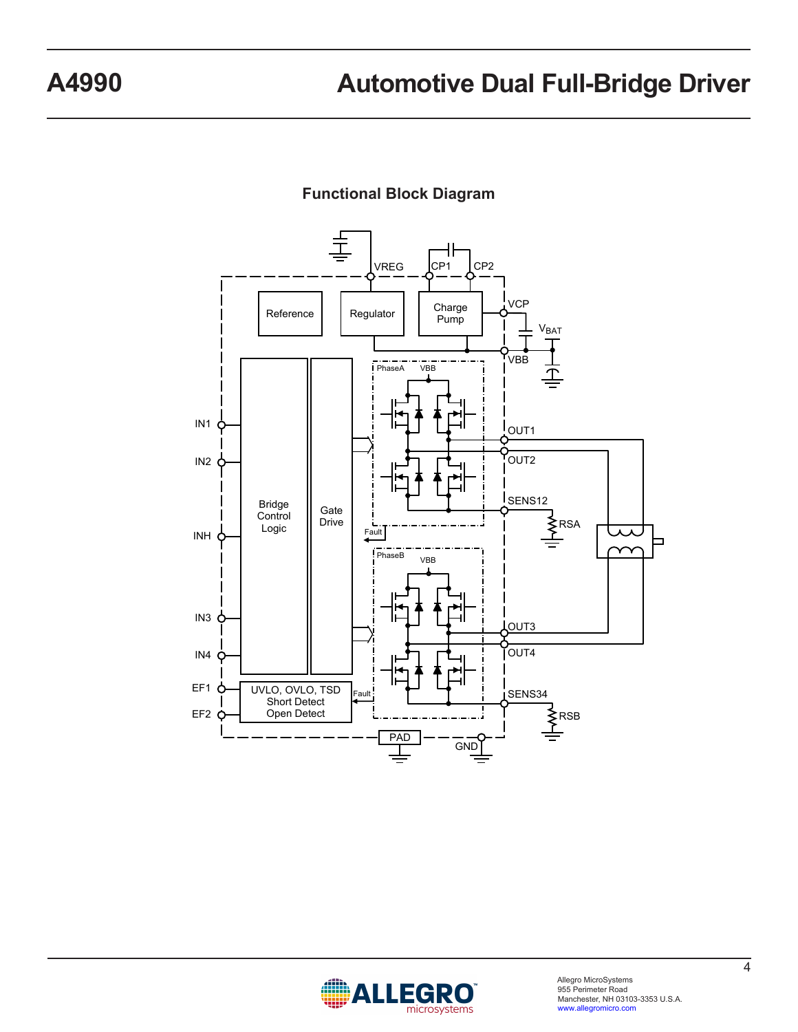## Functional Block Diagram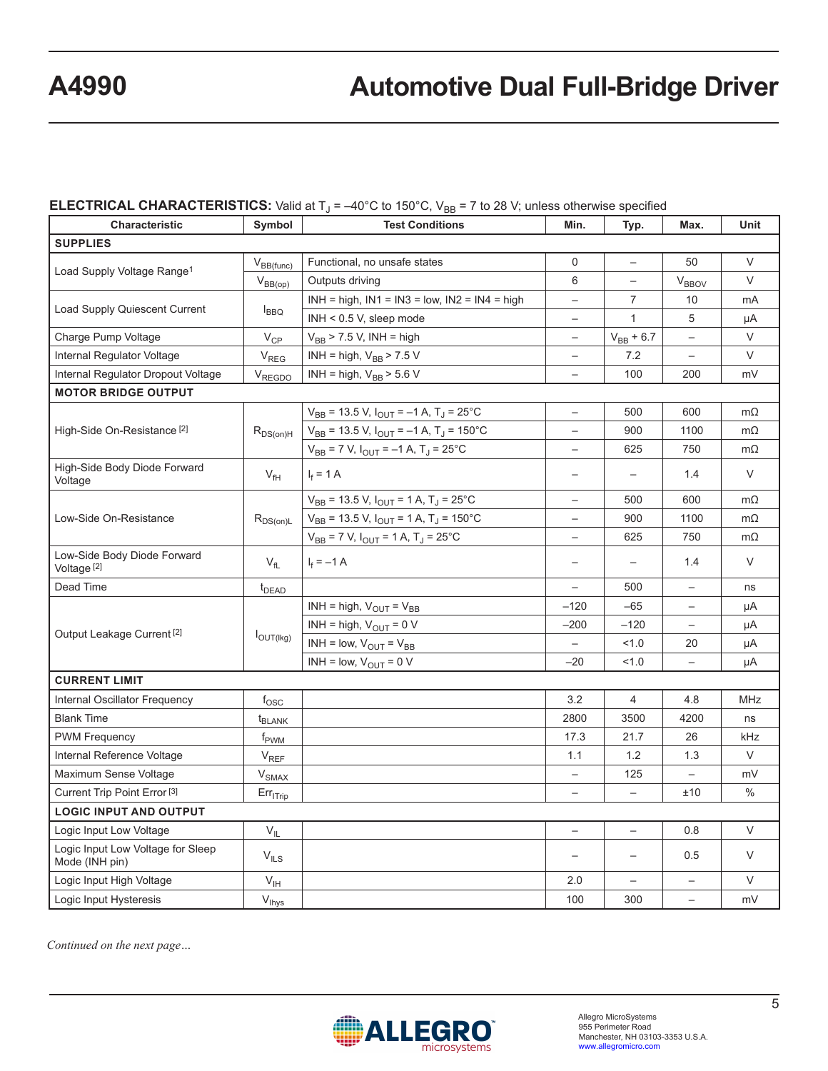**ELECTRICAL CHARACTERISTICS:** Valid at $T_J$ = –40°C to 150°C, $V_{BB}$ = 7 to 28 V; unless otherwise specified

| Characteristic | Symbol | Test Conditions | Min. | Typ. | Max. | Unit |
|---|---|---|---|---|---|---|
| **SUPPLIES** | | | | | | |
| Load Supply Voltage Range[1] | $V_{BB(func)}$ | Functional, no unsafe states | 0 | – | 50 | V |
| | $V_{BB(op)}$ | Outputs driving | 6 | – | $V_{BBOV}$ | V |
| Load Supply Quiescent Current | $I_{BBQ}$ | INH = high, IN1 = IN3 = low, IN2 = IN4 = high | – | 7 | 10 | mA |
| | | INH < 0.5 V, sleep mode | – | 1 | 5 | μA |
| Charge Pump Voltage | $V_{CP}$ | $V_{BB}$ > 7.5 V, INH = high | – | $V_{BB}$ + 6.7 | – | V |
| Internal Regulator Voltage | $V_{REG}$ | INH = high, $V_{BB}$ > 7.5 V | – | 7.2 | – | V |
| Internal Regulator Dropout Voltage | $V_{REGDO}$ | INH = high, $V_{BB}$ > 5.6 V | – | 100 | 200 | mV |
| **MOTOR BRIDGE OUTPUT** | | | | | | |
| High-Side On-Resistance [2] | $R_{DS(on)H}$ | $V_{BB}$ = 13.5 V, $I_{OUT}$ = –1 A, $T_J$ = 25°C | – | 500 | 600 | mΩ |
| | | $V_{BB}$ = 13.5 V, $I_{OUT}$ = –1 A, $T_J$ = 150°C | – | 900 | 1100 | mΩ |
| | | $V_{BB}$ = 7 V, $I_{OUT}$ = –1 A, $T_J$ = 25°C | – | 625 | 750 | mΩ |
| High-Side Body Diode Forward Voltage | $V_{fH}$ | $I_f$ = 1 A | – | – | 1.4 | V |
| Low-Side On-Resistance | $R_{DS(on)L}$ | $V_{BB}$ = 13.5 V, $I_{OUT}$ = 1 A, $T_J$ = 25°C | – | 500 | 600 | mΩ |
| | | $V_{BB}$ = 13.5 V, $I_{OUT}$ = 1 A, $T_J$ = 150°C | – | 900 | 1100 | mΩ |
| | | $V_{BB}$ = 7 V, $I_{OUT}$ = 1 A, $T_J$ = 25°C | – | 625 | 750 | mΩ |
| Low-Side Body Diode Forward Voltage [2] | $V_{fL}$ | $I_f$ = –1 A | – | – | 1.4 | V |
| Dead Time | $t_{DEAD}$ | | – | 500 | – | ns |
| Output Leakage Current [2] | $I_{OUT(lkg)}$ | INH = high, $V_{OUT}$ = $V_{BB}$ | –120 | –65 | – | μA |
| | | INH = high, $V_{OUT}$ = 0 V | –200 | –120 | – | μA |
| | | INH = low, $V_{OUT}$ = $V_{BB}$ | – | <1.0 | 20 | μA |
| | | INH = low, $V_{OUT}$ = 0 V | –20 | <1.0 | – | μA |
| **CURRENT LIMIT** | | | | | | |
| Internal Oscillator Frequency | $f_{OSC}$ | | 3.2 | 4 | 4.8 | MHz |
| Blank Time | $t_{BLANK}$ | | 2800 | 3500 | 4200 | ns |
| PWM Frequency | $f_{PWM}$ | | 17.3 | 21.7 | 26 | kHz |
| Internal Reference Voltage | $V_{REF}$ | | 1.1 | 1.2 | 1.3 | V |
| Maximum Sense Voltage | $V_{SMAX}$ | | – | 125 | – | mV |
| Current Trip Point Error [3] | $Err_{ITrip}$ | | – | – | ±10 | % |
| **LOGIC INPUT AND OUTPUT** | | | | | | |
| Logic Input Low Voltage | $V_{IL}$ | | – | – | 0.8 | V |
| Logic Input Low Voltage for Sleep Mode (INH pin) | $V_{ILS}$ | | – | – | 0.5 | V |
| Logic Input High Voltage | $V_{IH}$ | | 2.0 | – | – | V |
| Logic Input Hysteresis | $V_{Ihys}$ | | 100 | 300 | – | mV |

*Continued on the next page…*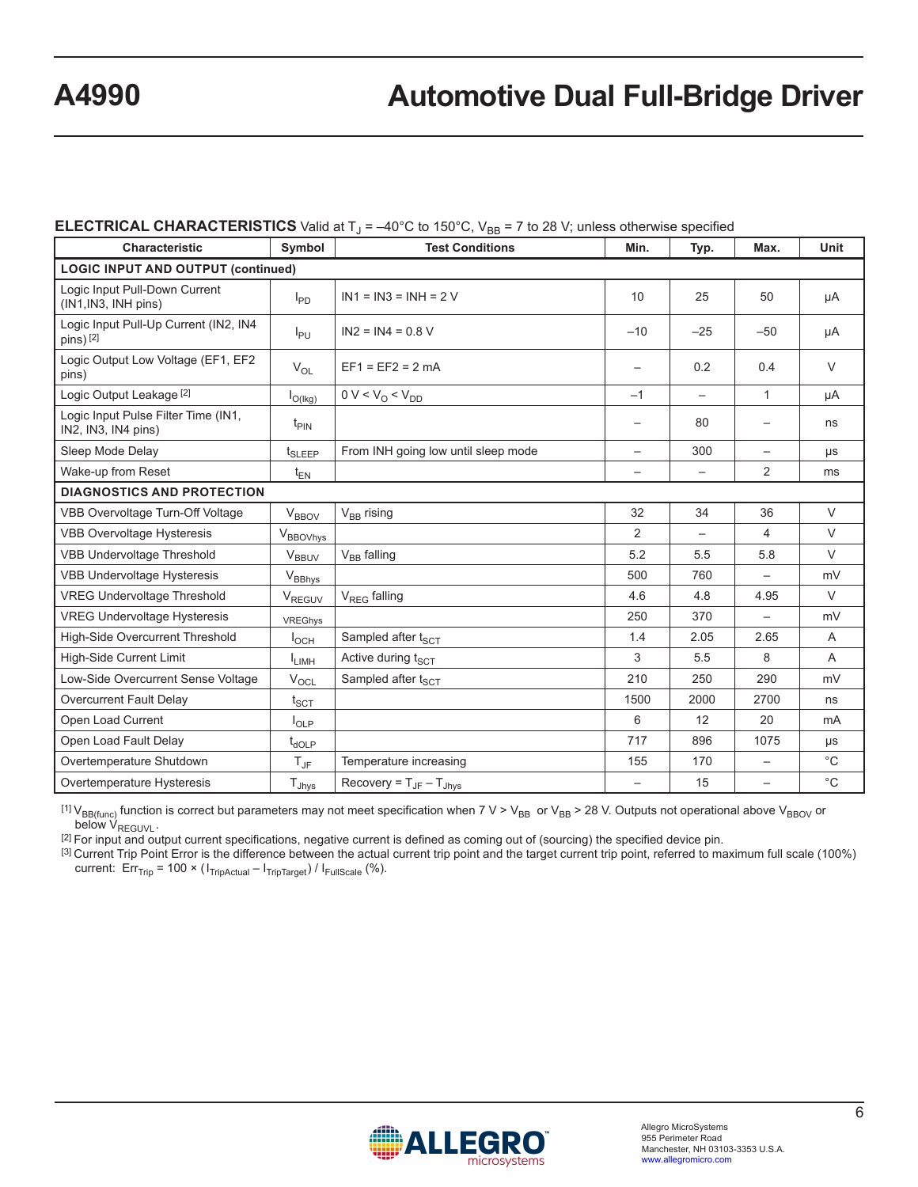**ELECTRICAL CHARACTERISTICS** Valid at $T_J$ = –40°C to 150°C, $V_{BB}$ = 7 to 28 V; unless otherwise specified

| Characteristic | Symbol | Test Conditions | Min. | Typ. | Max. | Unit |
|---|---|---|---|---|---|---|
| **LOGIC INPUT AND OUTPUT (continued)** | | | | | | |
| Logic Input Pull-Down Current (IN1,IN3, INH pins) | $I_{PD}$ | IN1 = IN3 = INH = 2 V | 10 | 25 | 50 | µA |
| Logic Input Pull-Up Current (IN2, IN4 pins) [2] | $I_{PU}$ | IN2 = IN4 = 0.8 V | –10 | –25 | –50 | µA |
| Logic Output Low Voltage (EF1, EF2 pins) | $V_{OL}$ | EF1 = EF2 = 2 mA | – | 0.2 | 0.4 | V |
| Logic Output Leakage [2] | $I_{O(lkg)}$ | 0 V < $V_O$ < $V_{DD}$ | –1 | – | 1 | µA |
| Logic Input Pulse Filter Time (IN1, IN2, IN3, IN4 pins) | $t_{PIN}$ | | – | 80 | – | ns |
| Sleep Mode Delay | $t_{SLEEP}$ | From INH going low until sleep mode | – | 300 | – | µs |
| Wake-up from Reset | $t_{EN}$ | | – | – | 2 | ms |
| **DIAGNOSTICS AND PROTECTION** | | | | | | |
| VBB Overvoltage Turn-Off Voltage | $V_{BBOV}$ | $V_{BB}$ rising | 32 | 34 | 36 | V |
| VBB Overvoltage Hysteresis | $V_{BBOVhys}$ | | 2 | – | 4 | V |
| VBB Undervoltage Threshold | $V_{BBUV}$ | $V_{BB}$ falling | 5.2 | 5.5 | 5.8 | V |
| VBB Undervoltage Hysteresis | $V_{BBhys}$ | | 500 | 760 | – | mV |
| VREG Undervoltage Threshold | $V_{REGUV}$ | $V_{REG}$ falling | 4.6 | 4.8 | 4.95 | V |
| VREG Undervoltage Hysteresis | VREGhys | | 250 | 370 | – | mV |
| High-Side Overcurrent Threshold | $I_{OCH}$ | Sampled after $t_{SCT}$ | 1.4 | 2.05 | 2.65 | A |
| High-Side Current Limit | $I_{LIMH}$ | Active during $t_{SCT}$ | 3 | 5.5 | 8 | A |
| Low-Side Overcurrent Sense Voltage | $V_{OCL}$ | Sampled after $t_{SCT}$ | 210 | 250 | 290 | mV |
| Overcurrent Fault Delay | $t_{SCT}$ | | 1500 | 2000 | 2700 | ns |
| Open Load Current | $I_{OLP}$ | | 6 | 12 | 20 | mA |
| Open Load Fault Delay | $t_{dOLP}$ | | 717 | 896 | 1075 | µs |
| Overtemperature Shutdown | $T_{JF}$ | Temperature increasing | 155 | 170 | – | °C |
| Overtemperature Hysteresis | $T_{Jhys}$ | Recovery = $T_{JF}$ – $T_{Jhys}$ | – | 15 | – | °C |

[1] $V_{BB(func)}$ function is correct but parameters may not meet specification when 7 V > $V_{BB}$ or $V_{BB}$ > 28 V. Outputs not operational above $V_{BBOV}$ or below $V_{REGUVL}$.

[2] For input and output current specifications, negative current is defined as coming out of (sourcing) the specified device pin.

[3] Current Trip Point Error is the difference between the actual current trip point and the target current trip point, referred to maximum full scale (100%) current: $Err_{Trip} = 100 \times (I_{TripActual} - I_{TripTarget}) / I_{FullScale}$ (%).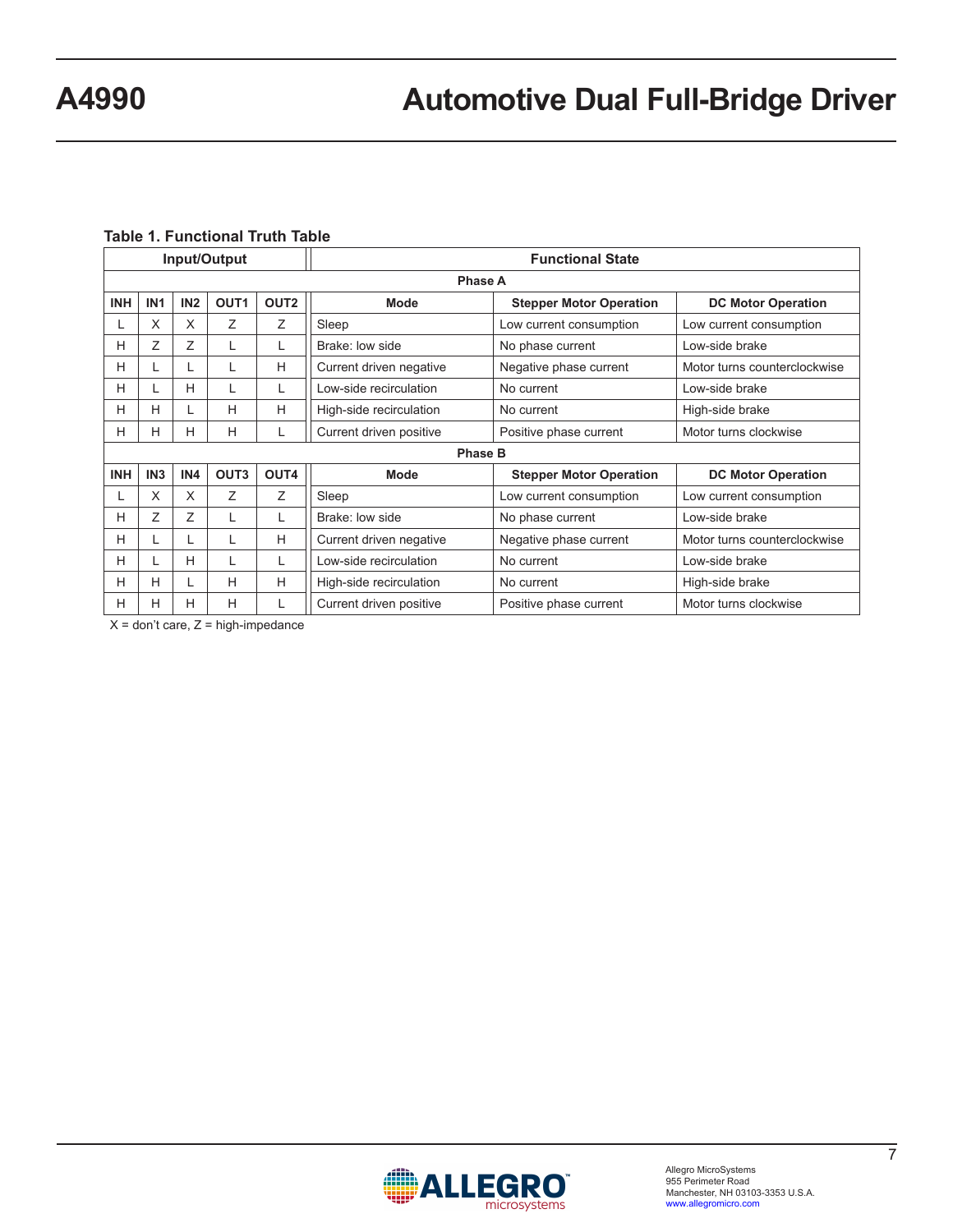**Table 1. Functional Truth Table**

| Input/Output | | | | | Functional State | | |
|---|---|---|---|---|---|---|---|
| **Phase A** | | | | | | | |
| **INH** | **IN1** | **IN2** | **OUT1** | **OUT2** | **Mode** | **Stepper Motor Operation** | **DC Motor Operation** |
| L | X | X | Z | Z | Sleep | Low current consumption | Low current consumption |
| H | Z | Z | L | L | Brake: low side | No phase current | Low-side brake |
| H | L | L | L | H | Current driven negative | Negative phase current | Motor turns counterclockwise |
| H | L | H | L | L | Low-side recirculation | No current | Low-side brake |
| H | H | L | H | H | High-side recirculation | No current | High-side brake |
| H | H | H | H | L | Current driven positive | Positive phase current | Motor turns clockwise |
| **Phase B** | | | | | | | |
| **INH** | **IN3** | **IN4** | **OUT3** | **OUT4** | **Mode** | **Stepper Motor Operation** | **DC Motor Operation** |
| L | X | X | Z | Z | Sleep | Low current consumption | Low current consumption |
| H | Z | Z | L | L | Brake: low side | No phase current | Low-side brake |
| H | L | L | L | H | Current driven negative | Negative phase current | Motor turns counterclockwise |
| H | L | H | L | L | Low-side recirculation | No current | Low-side brake |
| H | H | L | H | H | High-side recirculation | No current | High-side brake |
| H | H | H | H | L | Current driven positive | Positive phase current | Motor turns clockwise |

X = don't care, Z = high-impedance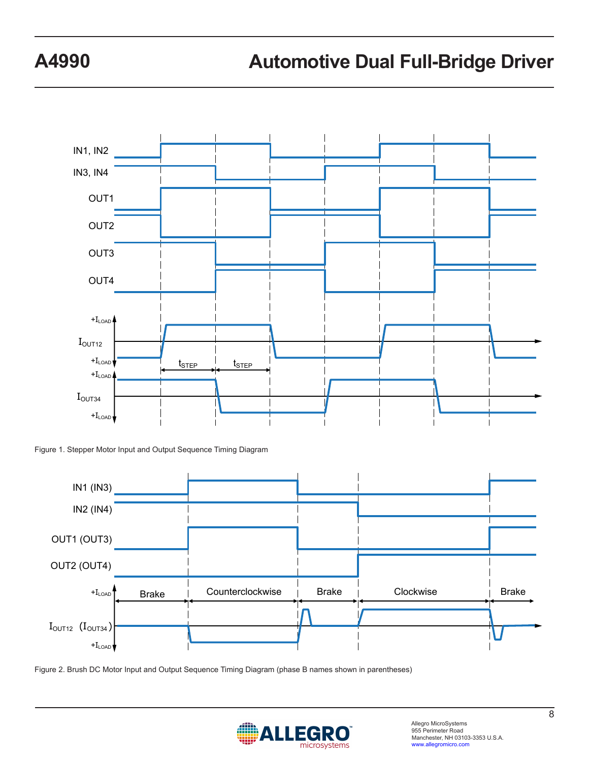Figure 1. Stepper Motor Input and Output Sequence Timing Diagram

Figure 2. Brush DC Motor Input and Output Sequence Timing Diagram (phase B names shown in parentheses)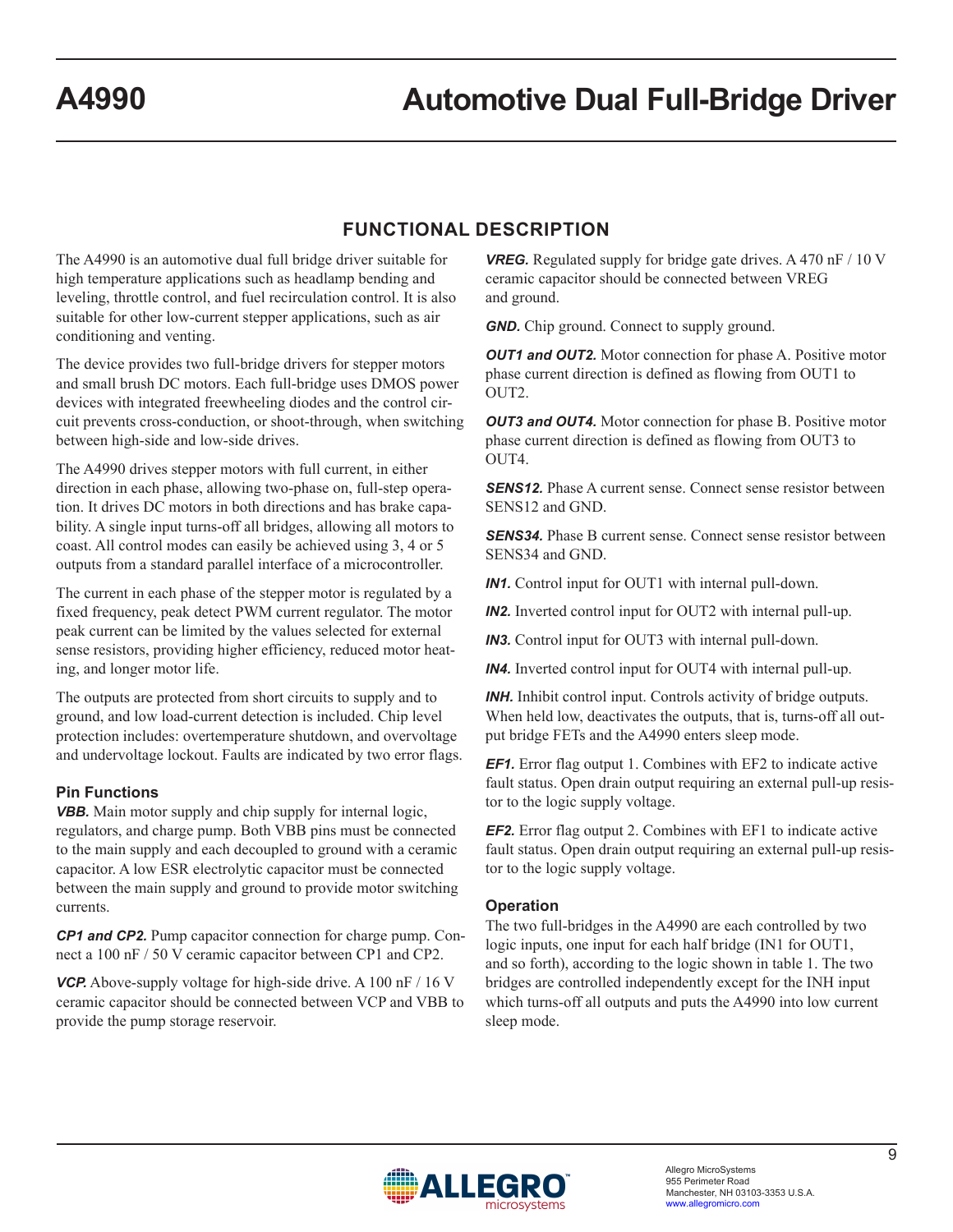## FUNCTIONAL DESCRIPTION

The A4990 is an automotive dual full bridge driver suitable for high temperature applications such as headlamp bending and leveling, throttle control, and fuel recirculation control. It is also suitable for other low-current stepper applications, such as air conditioning and venting.

The device provides two full-bridge drivers for stepper motors and small brush DC motors. Each full-bridge uses DMOS power devices with integrated freewheeling diodes and the control circuit prevents cross-conduction, or shoot-through, when switching between high-side and low-side drives.

The A4990 drives stepper motors with full current, in either direction in each phase, allowing two-phase on, full-step operation. It drives DC motors in both directions and has brake capability. A single input turns-off all bridges, allowing all motors to coast. All control modes can easily be achieved using 3, 4 or 5 outputs from a standard parallel interface of a microcontroller.

The current in each phase of the stepper motor is regulated by a fixed frequency, peak detect PWM current regulator. The motor peak current can be limited by the values selected for external sense resistors, providing higher efficiency, reduced motor heating, and longer motor life.

The outputs are protected from short circuits to supply and to ground, and low load-current detection is included. Chip level protection includes: overtemperature shutdown, and overvoltage and undervoltage lockout. Faults are indicated by two error flags.

### Pin Functions

***VBB.*** Main motor supply and chip supply for internal logic, regulators, and charge pump. Both VBB pins must be connected to the main supply and each decoupled to ground with a ceramic capacitor. A low ESR electrolytic capacitor must be connected between the main supply and ground to provide motor switching currents.

***CP1 and CP2.*** Pump capacitor connection for charge pump. Connect a 100 nF / 50 V ceramic capacitor between CP1 and CP2.

***VCP.*** Above-supply voltage for high-side drive. A 100 nF / 16 V ceramic capacitor should be connected between VCP and VBB to provide the pump storage reservoir.

***VREG.*** Regulated supply for bridge gate drives. A 470 nF / 10 V ceramic capacitor should be connected between VREG and ground.

***GND.*** Chip ground. Connect to supply ground.

***OUT1 and OUT2.*** Motor connection for phase A. Positive motor phase current direction is defined as flowing from OUT1 to OUT2.

***OUT3 and OUT4.*** Motor connection for phase B. Positive motor phase current direction is defined as flowing from OUT3 to OUT4.

***SENS12.*** Phase A current sense. Connect sense resistor between SENS12 and GND.

***SENS34.*** Phase B current sense. Connect sense resistor between SENS34 and GND.

***IN1.*** Control input for OUT1 with internal pull-down.

***IN2.*** Inverted control input for OUT2 with internal pull-up.

***IN3.*** Control input for OUT3 with internal pull-down.

***IN4.*** Inverted control input for OUT4 with internal pull-up.

***INH.*** Inhibit control input. Controls activity of bridge outputs. When held low, deactivates the outputs, that is, turns-off all output bridge FETs and the A4990 enters sleep mode.

***EF1.*** Error flag output 1. Combines with EF2 to indicate active fault status. Open drain output requiring an external pull-up resistor to the logic supply voltage.

***EF2.*** Error flag output 2. Combines with EF1 to indicate active fault status. Open drain output requiring an external pull-up resistor to the logic supply voltage.

### Operation

The two full-bridges in the A4990 are each controlled by two logic inputs, one input for each half bridge (IN1 for OUT1, and so forth), according to the logic shown in table 1. The two bridges are controlled independently except for the INH input which turns-off all outputs and puts the A4990 into low current sleep mode.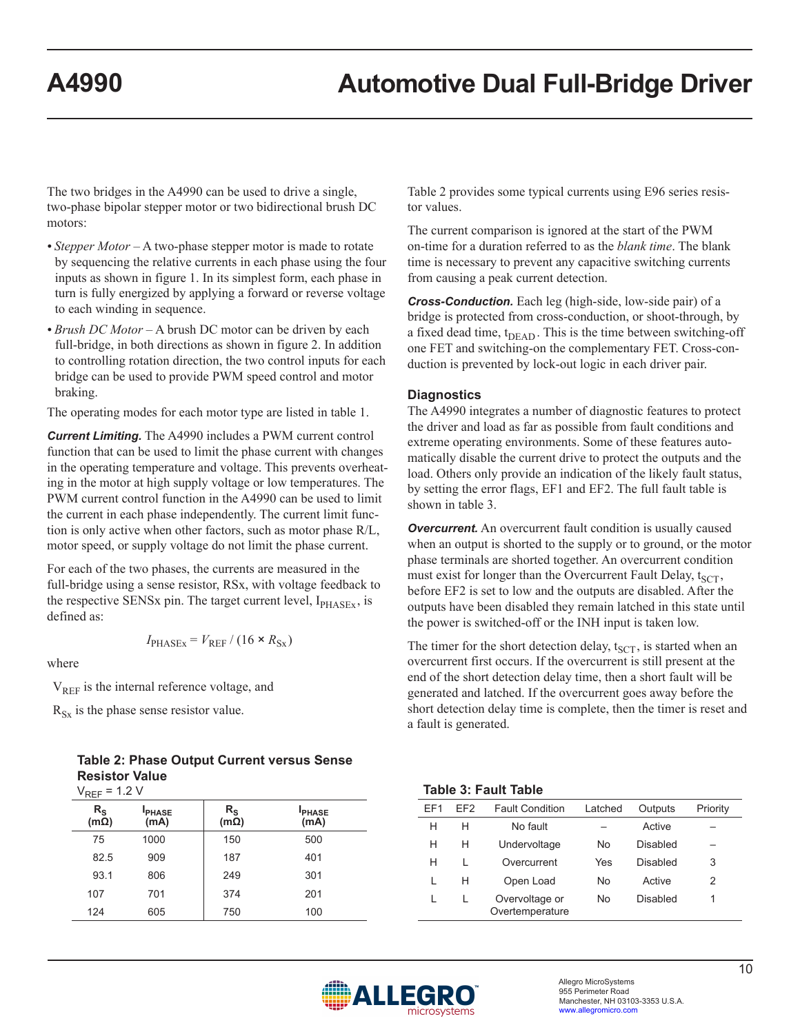The two bridges in the A4990 can be used to drive a single, two-phase bipolar stepper motor or two bidirectional brush DC motors:

- *Stepper Motor* – A two-phase stepper motor is made to rotate by sequencing the relative currents in each phase using the four inputs as shown in figure 1. In its simplest form, each phase in turn is fully energized by applying a forward or reverse voltage to each winding in sequence.
- *Brush DC Motor* – A brush DC motor can be driven by each full-bridge, in both directions as shown in figure 2. In addition to controlling rotation direction, the two control inputs for each bridge can be used to provide PWM speed control and motor braking.

The operating modes for each motor type are listed in table 1.

***Current Limiting.*** The A4990 includes a PWM current control function that can be used to limit the phase current with changes in the operating temperature and voltage. This prevents overheating in the motor at high supply voltage or low temperatures. The PWM current control function in the A4990 can be used to limit the current in each phase independently. The current limit function is only active when other factors, such as motor phase R/L, motor speed, or supply voltage do not limit the phase current.

For each of the two phases, the currents are measured in the full-bridge using a sense resistor, RSx, with voltage feedback to the respective SENSx pin. The target current level, $I_{PHASEx}$, is defined as:

$$I_{PHASEx} = V_{REF} / (16 \times R_{Sx})$$

where

$V_{REF}$ is the internal reference voltage, and

$R_{Sx}$ is the phase sense resistor value.

**Table 2: Phase Output Current versus Sense Resistor Value**

$V_{REF}$ = 1.2 V

| $R_S$ (mΩ) | $I_{PHASE}$ (mA) | $R_S$ (mΩ) | $I_{PHASE}$ (mA) |
|---|---|---|---|
| 75 | 1000 | 150 | 500 |
| 82.5 | 909 | 187 | 401 |
| 93.1 | 806 | 249 | 301 |
| 107 | 701 | 374 | 201 |
| 124 | 605 | 750 | 100 |

Table 2 provides some typical currents using E96 series resistor values.

The current comparison is ignored at the start of the PWM on-time for a duration referred to as the *blank time*. The blank time is necessary to prevent any capacitive switching currents from causing a peak current detection.

***Cross-Conduction.*** Each leg (high-side, low-side pair) of a bridge is protected from cross-conduction, or shoot-through, by a fixed dead time, $t_{DEAD}$. This is the time between switching-off one FET and switching-on the complementary FET. Cross-conduction is prevented by lock-out logic in each driver pair.

## Diagnostics

The A4990 integrates a number of diagnostic features to protect the driver and load as far as possible from fault conditions and extreme operating environments. Some of these features automatically disable the current drive to protect the outputs and the load. Others only provide an indication of the likely fault status, by setting the error flags, EF1 and EF2. The full fault table is shown in table 3.

***Overcurrent.*** An overcurrent fault condition is usually caused when an output is shorted to the supply or to ground, or the motor phase terminals are shorted together. An overcurrent condition must exist for longer than the Overcurrent Fault Delay, $t_{SCT}$, before EF2 is set to low and the outputs are disabled. After the outputs have been disabled they remain latched in this state until the power is switched-off or the INH input is taken low.

The timer for the short detection delay, $t_{SCT}$, is started when an overcurrent first occurs. If the overcurrent is still present at the end of the short detection delay time, then a short fault will be generated and latched. If the overcurrent goes away before the short detection delay time is complete, then the timer is reset and a fault is generated.

**Table 3: Fault Table**

| EF1 | EF2 | Fault Condition | Latched | Outputs | Priority |
|---|---|---|---|---|---|
| H | H | No fault | – | Active | – |
| H | H | Undervoltage | No | Disabled | – |
| H | L | Overcurrent | Yes | Disabled | 3 |
| L | H | Open Load | No | Active | 2 |
| L | L | Overvoltage or Overtemperature | No | Disabled | 1 |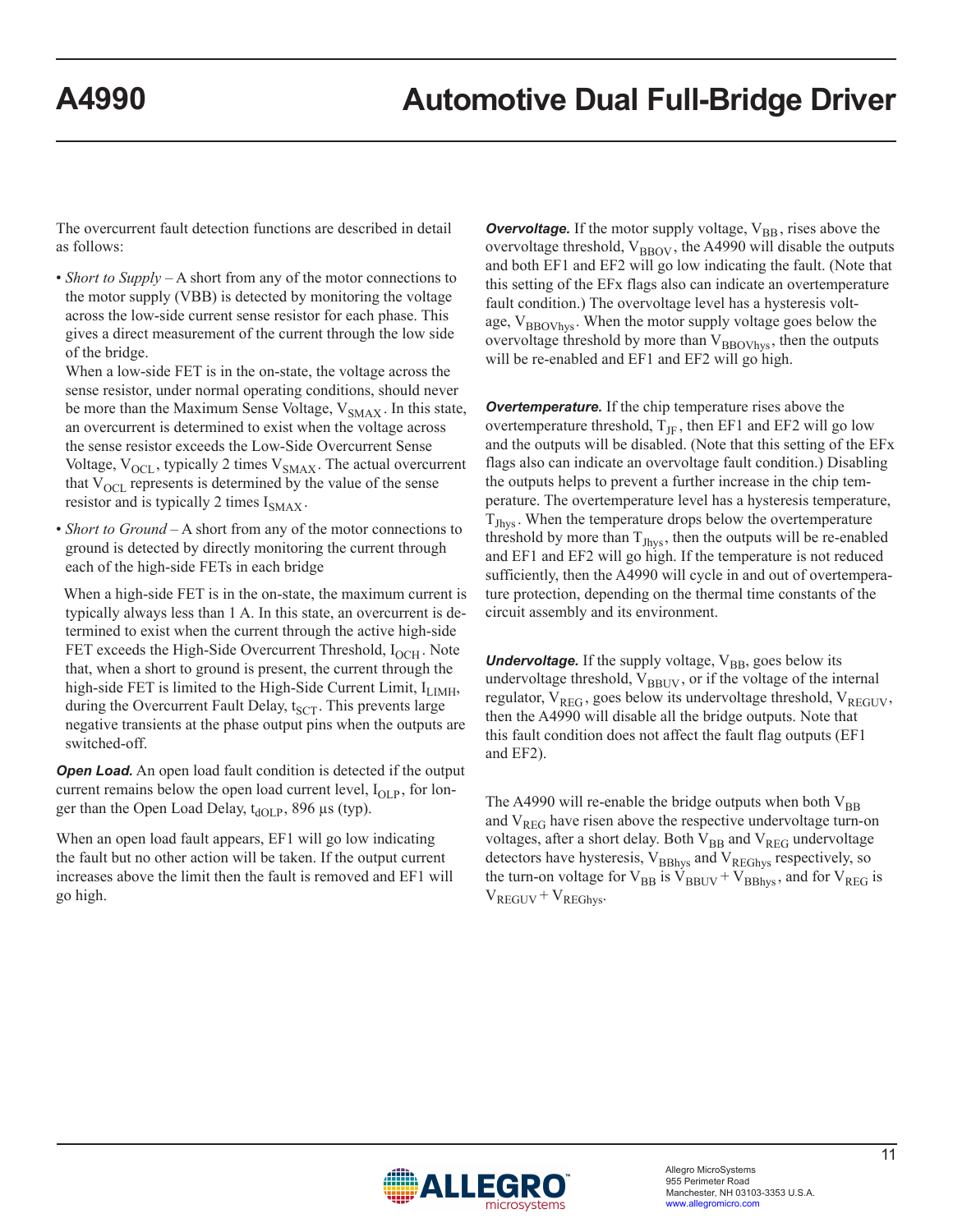The overcurrent fault detection functions are described in detail as follows:

- *Short to Supply* – A short from any of the motor connections to the motor supply (VBB) is detected by monitoring the voltage across the low-side current sense resistor for each phase. This gives a direct measurement of the current through the low side of the bridge.

  When a low-side FET is in the on-state, the voltage across the sense resistor, under normal operating conditions, should never be more than the Maximum Sense Voltage, $V_{SMAX}$. In this state, an overcurrent is determined to exist when the voltage across the sense resistor exceeds the Low-Side Overcurrent Sense Voltage, $V_{OCL}$, typically 2 times $V_{SMAX}$. The actual overcurrent that $V_{OCL}$ represents is determined by the value of the sense resistor and is typically 2 times $I_{SMAX}$.

- *Short to Ground* – A short from any of the motor connections to ground is detected by directly monitoring the current through each of the high-side FETs in each bridge

  When a high-side FET is in the on-state, the maximum current is typically always less than 1 A. In this state, an overcurrent is determined to exist when the current through the active high-side FET exceeds the High-Side Overcurrent Threshold, $I_{OCH}$. Note that, when a short to ground is present, the current through the high-side FET is limited to the High-Side Current Limit, $I_{LIMH}$, during the Overcurrent Fault Delay, $t_{SCT}$. This prevents large negative transients at the phase output pins when the outputs are switched-off.

***Open Load.*** An open load fault condition is detected if the output current remains below the open load current level, $I_{OLP}$, for longer than the Open Load Delay, $t_{dOLP}$, 896 µs (typ).

When an open load fault appears, EF1 will go low indicating the fault but no other action will be taken. If the output current increases above the limit then the fault is removed and EF1 will go high.

***Overvoltage.*** If the motor supply voltage, $V_{BB}$, rises above the overvoltage threshold, $V_{BBOV}$, the A4990 will disable the outputs and both EF1 and EF2 will go low indicating the fault. (Note that this setting of the EFx flags also can indicate an overtemperature fault condition.) The overvoltage level has a hysteresis voltage, $V_{BBOVhys}$. When the motor supply voltage goes below the overvoltage threshold by more than $V_{BBOVhys}$, then the outputs will be re-enabled and EF1 and EF2 will go high.

***Overtemperature.*** If the chip temperature rises above the overtemperature threshold, $T_{JF}$, then EF1 and EF2 will go low and the outputs will be disabled. (Note that this setting of the EFx flags also can indicate an overvoltage fault condition.) Disabling the outputs helps to prevent a further increase in the chip temperature. The overtemperature level has a hysteresis temperature, $T_{Jhys}$. When the temperature drops below the overtemperature threshold by more than $T_{Jhys}$, then the outputs will be re-enabled and EF1 and EF2 will go high. If the temperature is not reduced sufficiently, then the A4990 will cycle in and out of overtemperature protection, depending on the thermal time constants of the circuit assembly and its environment.

***Undervoltage.*** If the supply voltage, $V_{BB}$, goes below its undervoltage threshold, $V_{BBUV}$, or if the voltage of the internal regulator, $V_{REG}$, goes below its undervoltage threshold, $V_{REGUV}$, then the A4990 will disable all the bridge outputs. Note that this fault condition does not affect the fault flag outputs (EF1 and EF2).

The A4990 will re-enable the bridge outputs when both $V_{BB}$ and $V_{REG}$ have risen above the respective undervoltage turn-on voltages, after a short delay. Both $V_{BB}$ and $V_{REG}$ undervoltage detectors have hysteresis, $V_{BBhys}$ and $V_{REGhys}$ respectively, so the turn-on voltage for $V_{BB}$ is $V_{BBUV} + V_{BBhys}$, and for $V_{REG}$ is $V_{REGUV} + V_{REGhys}$.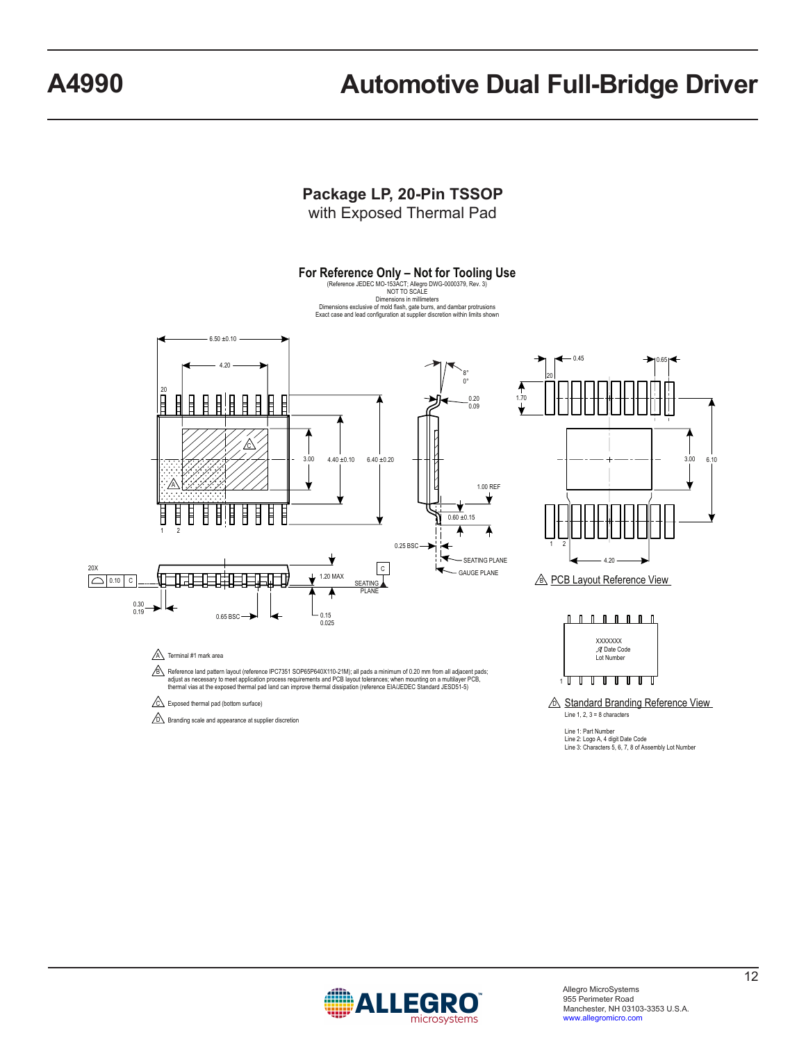## Package LP, 20-Pin TSSOP
with Exposed Thermal Pad

### For Reference Only – Not for Tooling Use

(Reference JEDEC MO-153ACT; Allegro DWG-0000379, Rev. 3)
NOT TO SCALE
Dimensions in millimeters
Dimensions exclusive of mold flash, gate burrs, and dambar protrusions
Exact case and lead configuration at supplier discretion within limits shown

A — Terminal #1 mark area

B — Reference land pattern layout (reference IPC7351 SOP65P640X110-21M); all pads a minimum of 0.20 mm from all adjacent pads; adjust as necessary to meet application process requirements and PCB layout tolerances; when mounting on a multilayer PCB, thermal vias at the exposed thermal pad land can improve thermal dissipation (reference EIA/JEDEC Standard JESD51-5)

C — Exposed thermal pad (bottom surface)

D — Branding scale and appearance at supplier discretion

B — PCB Layout Reference View

D — Standard Branding Reference View

Line 1, 2, 3 = 8 characters

Line 1: Part Number
Line 2: Logo A, 4 digit Date Code
Line 3: Characters 5, 6, 7, 8 of Assembly Lot Number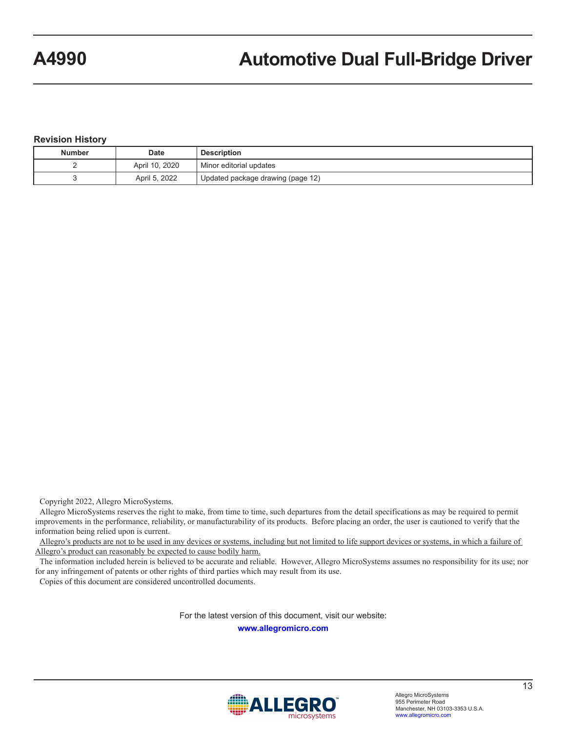### Revision History

| Number | Date | Description |
|---|---|---|
| 2 | April 10, 2020 | Minor editorial updates |
| 3 | April 5, 2022 | Updated package drawing (page 12) |

Copyright 2022, Allegro MicroSystems.

Allegro MicroSystems reserves the right to make, from time to time, such departures from the detail specifications as may be required to permit improvements in the performance, reliability, or manufacturability of its products. Before placing an order, the user is cautioned to verify that the information being relied upon is current.

Allegro's products are not to be used in any devices or systems, including but not limited to life support devices or systems, in which a failure of Allegro's product can reasonably be expected to cause bodily harm.

The information included herein is believed to be accurate and reliable. However, Allegro MicroSystems assumes no responsibility for its use; nor for any infringement of patents or other rights of third parties which may result from its use.

Copies of this document are considered uncontrolled documents.

For the latest version of this document, visit our website:

**www.allegromicro.com**